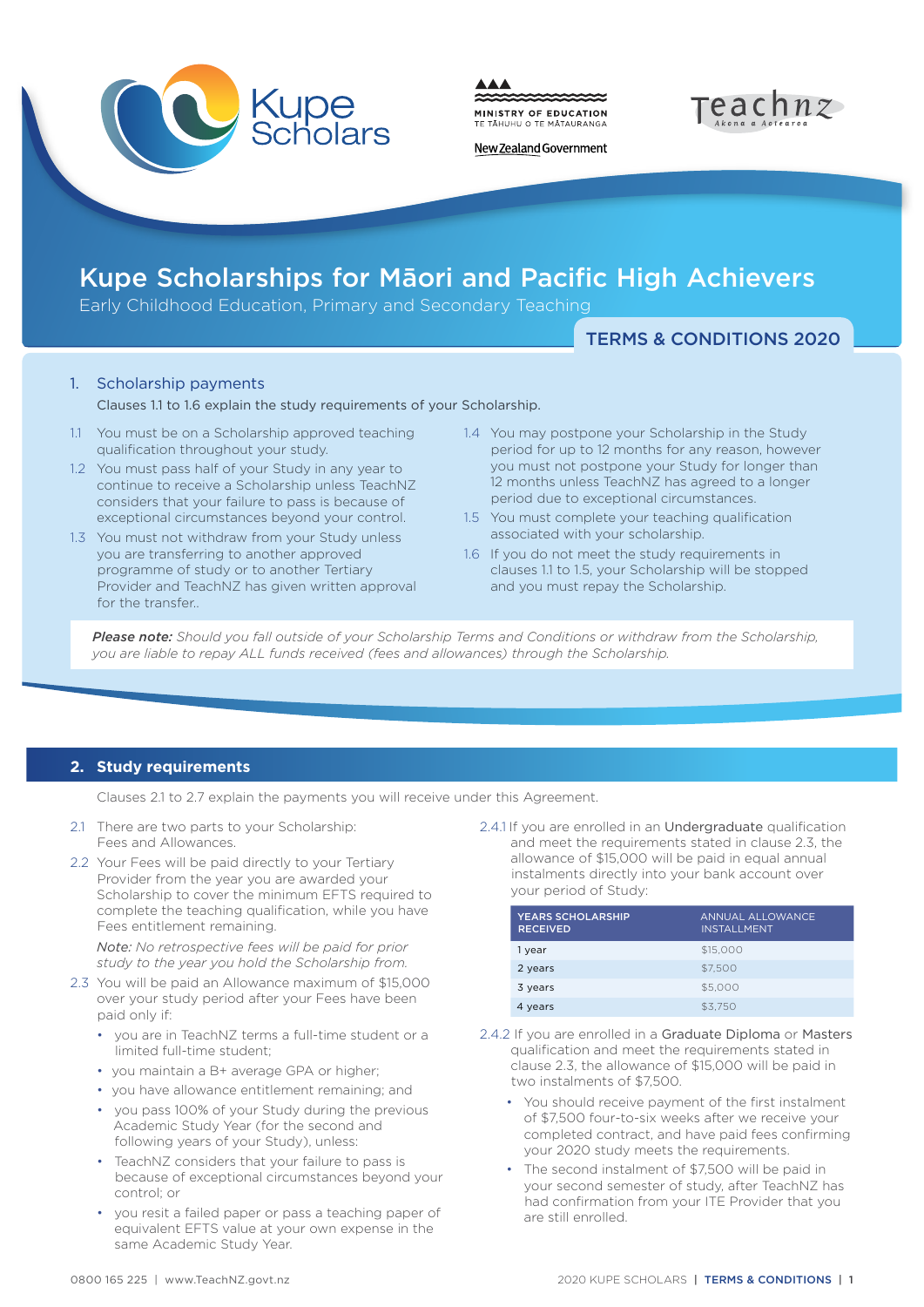# Kupe Scholarships for Māori and Pacific High Achievers

Early Childhood Education, Primary and Secondary Teaching

**TERMS & CONDITIONS 2020**

## 1. Scholarship payments

Clauses 1.1 to 1.6 explain the study requirements of your Scholarship.

1.1 You must be on a Scholarship approved teaching qualification throughout your study.

1.2 You must pass half of your Study in any year to continue to receive a Scholarship unless TeachNZ considers that your failure to pass is because of exceptional circumstances beyond your control.

1.3 You must not withdraw from your Study unless you are transferring to another approved programme of study or to another Tertiary Provider and TeachNZ has given written approval for the transfer..

1.4 You may postpone your Scholarship in the Study period for up to 12 months for any reason, however you must not postpone your Study for longer than 12 months unless TeachNZ has agreed to a longer period due to exceptional circumstances.

1.5 You must complete your teaching qualification associated with your scholarship.

1.6 If you do not meet the study requirements in clauses 1.1 to 1.5, your Scholarship will be stopped and you must repay the Scholarship.

***Please note:*** *Should you fall outside of your Scholarship Terms and Conditions or withdraw from the Scholarship, you are liable to repay ALL funds received (fees and allowances) through the Scholarship.*

## 2. Study requirements

Clauses 2.1 to 2.7 explain the payments you will receive under this Agreement.

2.1 There are two parts to your Scholarship: Fees and Allowances.

2.2 Your Fees will be paid directly to your Tertiary Provider from the year you are awarded your Scholarship to cover the minimum EFTS required to complete the teaching qualification, while you have Fees entitlement remaining.

*Note: No retrospective fees will be paid for prior study to the year you hold the Scholarship from.*

2.3 You will be paid an Allowance maximum of $15,000 over your study period after your Fees have been paid only if:

- you are in TeachNZ terms a full-time student or a limited full-time student;
- you maintain a B+ average GPA or higher;
- you have allowance entitlement remaining; and
- you pass 100% of your Study during the previous Academic Study Year (for the second and following years of your Study), unless:
- TeachNZ considers that your failure to pass is because of exceptional circumstances beyond your control; or
- you resit a failed paper or pass a teaching paper of equivalent EFTS value at your own expense in the same Academic Study Year.

2.4.1 If you are enrolled in an Undergraduate qualification and meet the requirements stated in clause 2.3, the allowance of $15,000 will be paid in equal annual instalments directly into your bank account over your period of Study:

| YEARS SCHOLARSHIP RECEIVED | ANNUAL ALLOWANCE INSTALLMENT |
|---|---|
| 1 year | $15,000 |
| 2 years | $7,500 |
| 3 years | $5,000 |
| 4 years | $3,750 |

2.4.2 If you are enrolled in a Graduate Diploma or Masters qualification and meet the requirements stated in clause 2.3, the allowance of $15,000 will be paid in two instalments of $7,500.

- You should receive payment of the first instalment of $7,500 four-to-six weeks after we receive your completed contract, and have paid fees confirming your 2020 study meets the requirements.
- The second instalment of $7,500 will be paid in your second semester of study, after TeachNZ has had confirmation from your ITE Provider that you are still enrolled.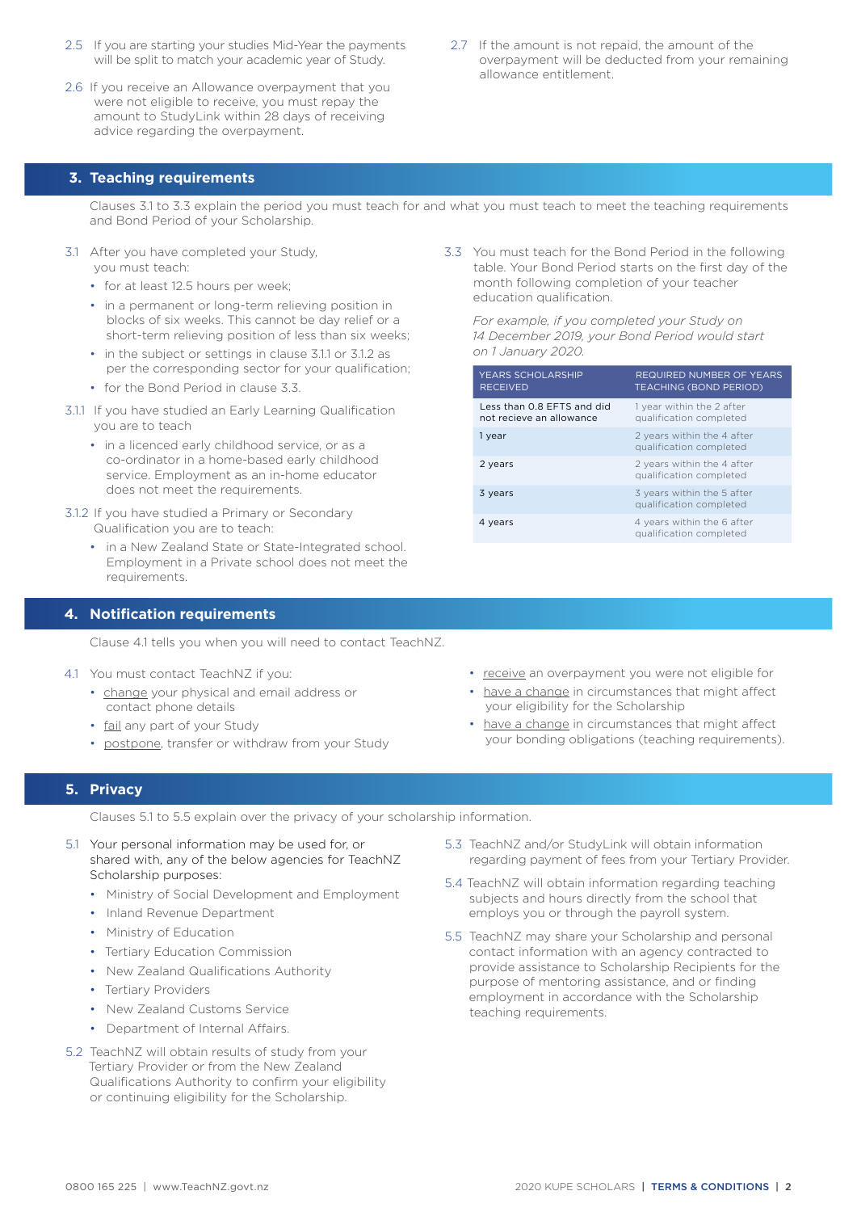2.5 If you are starting your studies Mid-Year the payments will be split to match your academic year of Study.

2.6 If you receive an Allowance overpayment that you were not eligible to receive, you must repay the amount to StudyLink within 28 days of receiving advice regarding the overpayment.

2.7 If the amount is not repaid, the amount of the overpayment will be deducted from your remaining allowance entitlement.

## 3. Teaching requirements

Clauses 3.1 to 3.3 explain the period you must teach for and what you must teach to meet the teaching requirements and Bond Period of your Scholarship.

3.1 After you have completed your Study, you must teach:

- for at least 12.5 hours per week;
- in a permanent or long-term relieving position in blocks of six weeks. This cannot be day relief or a short-term relieving position of less than six weeks;
- in the subject or settings in clause 3.1.1 or 3.1.2 as per the corresponding sector for your qualification;
- for the Bond Period in clause 3.3.

3.1.1 If you have studied an Early Learning Qualification you are to teach

- in a licenced early childhood service, or as a co-ordinator in a home-based early childhood service. Employment as an in-home educator does not meet the requirements.

3.1.2 If you have studied a Primary or Secondary Qualification you are to teach:

- in a New Zealand State or State-Integrated school. Employment in a Private school does not meet the requirements.

3.3 You must teach for the Bond Period in the following table. Your Bond Period starts on the first day of the month following completion of your teacher education qualification.

*For example, if you completed your Study on 14 December 2019, your Bond Period would start on 1 January 2020.*

| YEARS SCHOLARSHIP RECEIVED | REQUIRED NUMBER OF YEARS TEACHING (BOND PERIOD) |
|---|---|
| Less than 0.8 EFTS and did not recieve an allowance | 1 year within the 2 after qualification completed |
| 1 year | 2 years within the 4 after qualification completed |
| 2 years | 2 years within the 4 after qualification completed |
| 3 years | 3 years within the 5 after qualification completed |
| 4 years | 4 years within the 6 after qualification completed |

## 4. Notification requirements

Clause 4.1 tells you when you will need to contact TeachNZ.

4.1 You must contact TeachNZ if you:

- change your physical and email address or contact phone details
- fail any part of your Study
- postpone, transfer or withdraw from your Study
- receive an overpayment you were not eligible for
- have a change in circumstances that might affect your eligibility for the Scholarship
- have a change in circumstances that might affect your bonding obligations (teaching requirements).

## 5. Privacy

Clauses 5.1 to 5.5 explain over the privacy of your scholarship information.

5.1 Your personal information may be used for, or shared with, any of the below agencies for TeachNZ Scholarship purposes:

- Ministry of Social Development and Employment
- Inland Revenue Department
- Ministry of Education
- Tertiary Education Commission
- New Zealand Qualifications Authority
- Tertiary Providers
- New Zealand Customs Service
- Department of Internal Affairs.

5.2 TeachNZ will obtain results of study from your Tertiary Provider or from the New Zealand Qualifications Authority to confirm your eligibility or continuing eligibility for the Scholarship.

5.3 TeachNZ and/or StudyLink will obtain information regarding payment of fees from your Tertiary Provider.

5.4 TeachNZ will obtain information regarding teaching subjects and hours directly from the school that employs you or through the payroll system.

5.5 TeachNZ may share your Scholarship and personal contact information with an agency contracted to provide assistance to Scholarship Recipients for the purpose of mentoring assistance, and or finding employment in accordance with the Scholarship teaching requirements.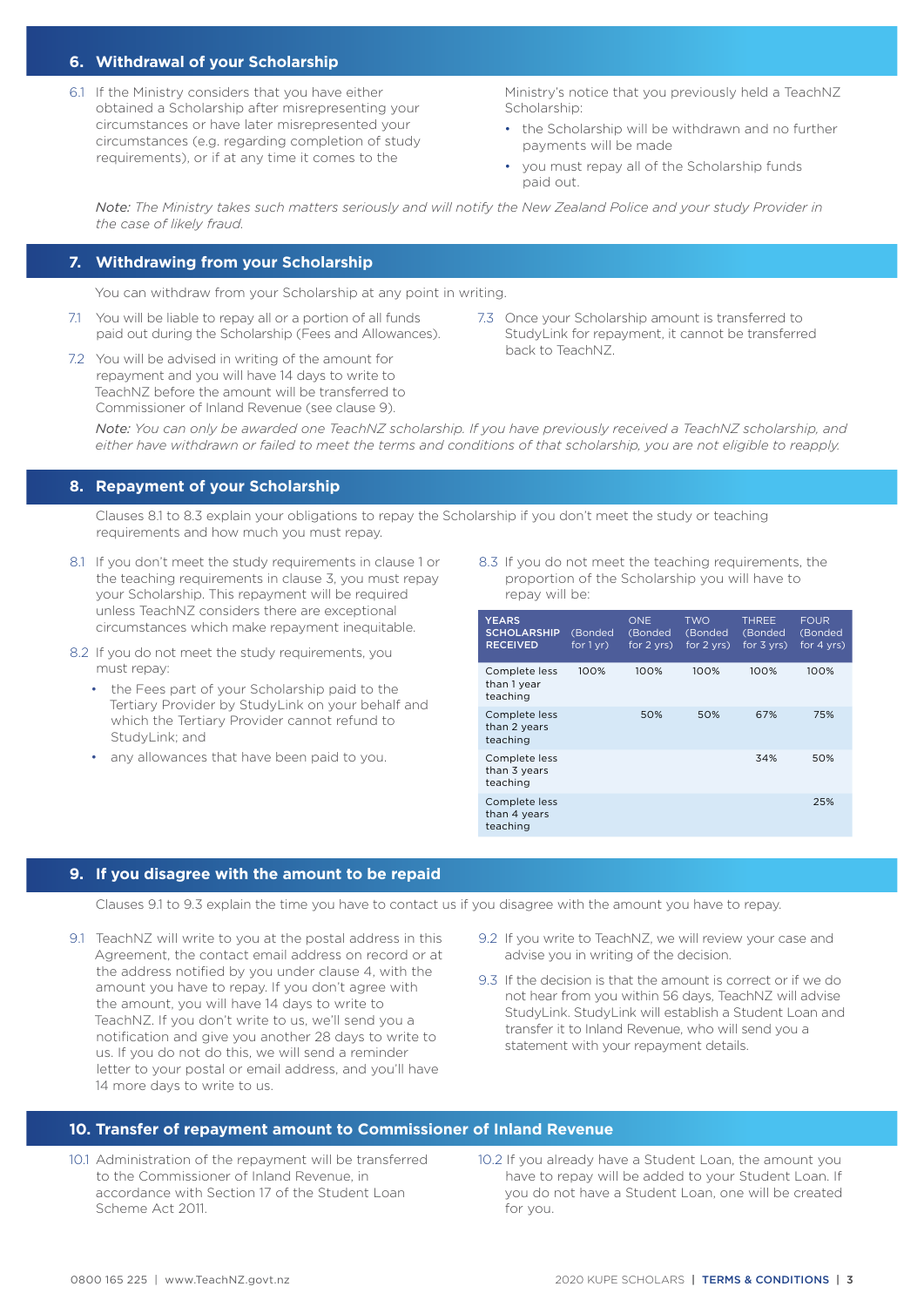## 6. Withdrawal of your Scholarship

6.1 If the Ministry considers that you have either obtained a Scholarship after misrepresenting your circumstances or have later misrepresented your circumstances (e.g. regarding completion of study requirements), or if at any time it comes to the Ministry's notice that you previously held a TeachNZ Scholarship:

- the Scholarship will be withdrawn and no further payments will be made
- you must repay all of the Scholarship funds paid out.

*Note: The Ministry takes such matters seriously and will notify the New Zealand Police and your study Provider in the case of likely fraud.*

## 7. Withdrawing from your Scholarship

You can withdraw from your Scholarship at any point in writing.

7.1 You will be liable to repay all or a portion of all funds paid out during the Scholarship (Fees and Allowances).

7.2 You will be advised in writing of the amount for repayment and you will have 14 days to write to TeachNZ before the amount will be transferred to Commissioner of Inland Revenue (see clause 9).

7.3 Once your Scholarship amount is transferred to StudyLink for repayment, it cannot be transferred back to TeachNZ.

*Note: You can only be awarded one TeachNZ scholarship. If you have previously received a TeachNZ scholarship, and either have withdrawn or failed to meet the terms and conditions of that scholarship, you are not eligible to reapply.*

## 8. Repayment of your Scholarship

Clauses 8.1 to 8.3 explain your obligations to repay the Scholarship if you don't meet the study or teaching requirements and how much you must repay.

8.1 If you don't meet the study requirements in clause 1 or the teaching requirements in clause 3, you must repay your Scholarship. This repayment will be required unless TeachNZ considers there are exceptional circumstances which make repayment inequitable.

8.2 If you do not meet the study requirements, you must repay:

- the Fees part of your Scholarship paid to the Tertiary Provider by StudyLink on your behalf and which the Tertiary Provider cannot refund to StudyLink; and
- any allowances that have been paid to you.

8.3 If you do not meet the teaching requirements, the proportion of the Scholarship you will have to repay will be:

| YEARS SCHOLARSHIP RECEIVED | (Bonded for 1 yr) | ONE (Bonded for 2 yrs) | TWO (Bonded for 2 yrs) | THREE (Bonded for 3 yrs) | FOUR (Bonded for 4 yrs) |
|---|---|---|---|---|---|
| Complete less than 1 year teaching | 100% | 100% | 100% | 100% | 100% |
| Complete less than 2 years teaching | | 50% | 50% | 67% | 75% |
| Complete less than 3 years teaching | | | | 34% | 50% |
| Complete less than 4 years teaching | | | | | 25% |

## 9. If you disagree with the amount to be repaid

Clauses 9.1 to 9.3 explain the time you have to contact us if you disagree with the amount you have to repay.

9.1 TeachNZ will write to you at the postal address in this Agreement, the contact email address on record or at the address notified by you under clause 4, with the amount you have to repay. If you don't agree with the amount, you will have 14 days to write to TeachNZ. If you don't write to us, we'll send you a notification and give you another 28 days to write to us. If you do not do this, we will send a reminder letter to your postal or email address, and you'll have 14 more days to write to us.

9.2 If you write to TeachNZ, we will review your case and advise you in writing of the decision.

9.3 If the decision is that the amount is correct or if we do not hear from you within 56 days, TeachNZ will advise StudyLink. StudyLink will establish a Student Loan and transfer it to Inland Revenue, who will send you a statement with your repayment details.

## 10. Transfer of repayment amount to Commissioner of Inland Revenue

10.1 Administration of the repayment will be transferred to the Commissioner of Inland Revenue, in accordance with Section 17 of the Student Loan Scheme Act 2011.

10.2 If you already have a Student Loan, the amount you have to repay will be added to your Student Loan. If you do not have a Student Loan, one will be created for you.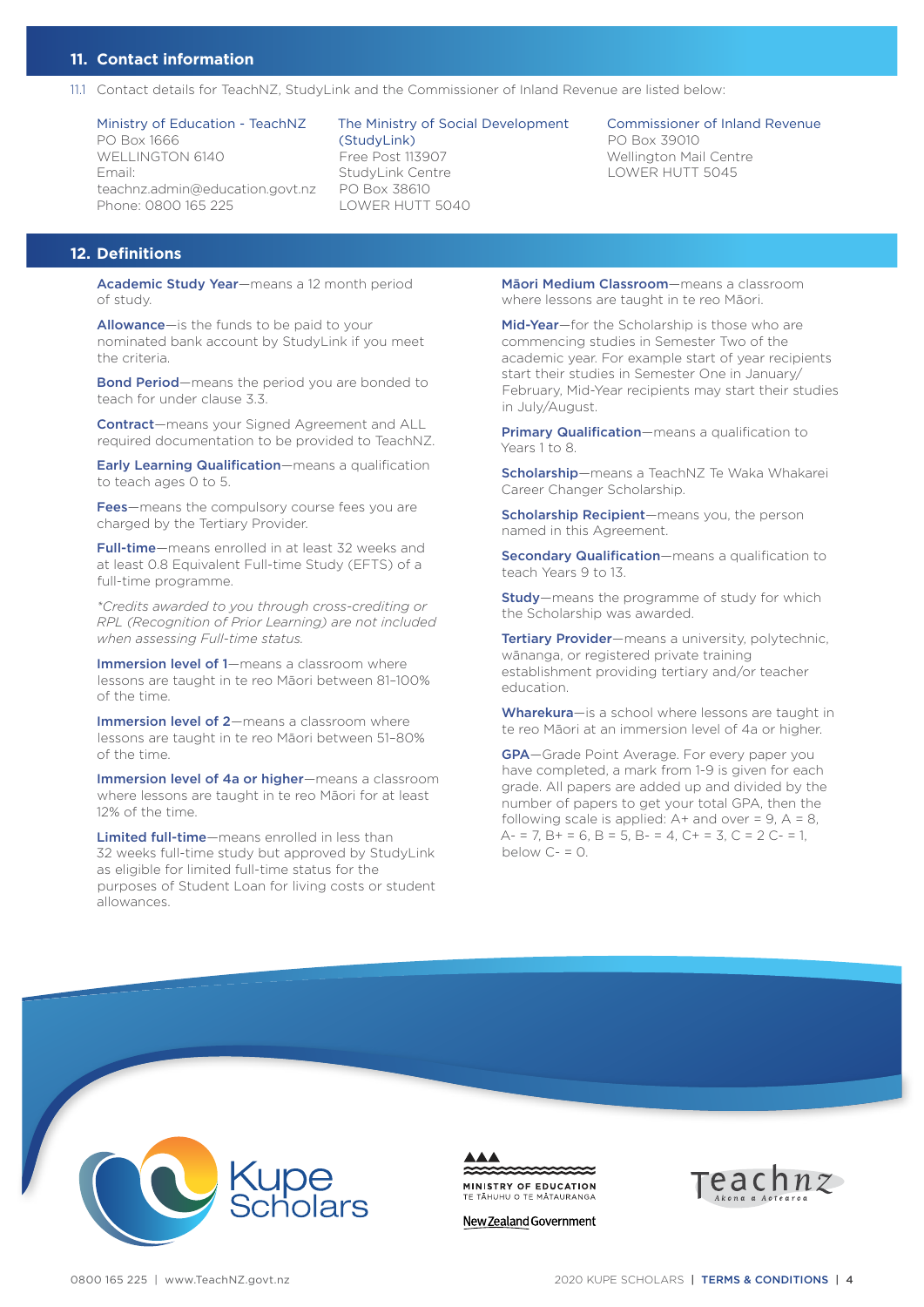## 11. Contact information

11.1 Contact details for TeachNZ, StudyLink and the Commissioner of Inland Revenue are listed below:

Ministry of Education - TeachNZ
PO Box 1666
WELLINGTON 6140
Email:
teachnz.admin@education.govt.nz
Phone: 0800 165 225

The Ministry of Social Development (StudyLink)
Free Post 113907
StudyLink Centre
PO Box 38610
LOWER HUTT 5040

Commissioner of Inland Revenue
PO Box 39010
Wellington Mail Centre
LOWER HUTT 5045

## 12. Definitions

**Academic Study Year**—means a 12 month period of study.

**Allowance**—is the funds to be paid to your nominated bank account by StudyLink if you meet the criteria.

**Bond Period**—means the period you are bonded to teach for under clause 3.3.

**Contract**—means your Signed Agreement and ALL required documentation to be provided to TeachNZ.

**Early Learning Qualification**—means a qualification to teach ages 0 to 5.

**Fees**—means the compulsory course fees you are charged by the Tertiary Provider.

**Full-time**—means enrolled in at least 32 weeks and at least 0.8 Equivalent Full-time Study (EFTS) of a full-time programme.

*\*Credits awarded to you through cross-crediting or RPL (Recognition of Prior Learning) are not included when assessing Full-time status.*

**Immersion level of 1**—means a classroom where lessons are taught in te reo Māori between 81–100% of the time.

**Immersion level of 2**—means a classroom where lessons are taught in te reo Māori between 51–80% of the time.

**Immersion level of 4a or higher**—means a classroom where lessons are taught in te reo Māori for at least 12% of the time.

**Limited full-time**—means enrolled in less than 32 weeks full-time study but approved by StudyLink as eligible for limited full-time status for the purposes of Student Loan for living costs or student allowances.

**Māori Medium Classroom**—means a classroom where lessons are taught in te reo Māori.

**Mid-Year**—for the Scholarship is those who are commencing studies in Semester Two of the academic year. For example start of year recipients start their studies in Semester One in January/February, Mid-Year recipients may start their studies in July/August.

**Primary Qualification**—means a qualification to Years 1 to 8.

**Scholarship**—means a TeachNZ Te Waka Whakarei Career Changer Scholarship.

**Scholarship Recipient**—means you, the person named in this Agreement.

**Secondary Qualification**—means a qualification to teach Years 9 to 13.

**Study**—means the programme of study for which the Scholarship was awarded.

**Tertiary Provider**—means a university, polytechnic, wānanga, or registered private training establishment providing tertiary and/or teacher education.

**Wharekura**—is a school where lessons are taught in te reo Māori at an immersion level of 4a or higher.

**GPA**—Grade Point Average. For every paper you have completed, a mark from 1-9 is given for each grade. All papers are added up and divided by the number of papers to get your total GPA, then the following scale is applied: A+ and over = 9, A = 8, A- = 7, B+ = 6, B = 5, B- = 4, C+ = 3, C = 2 C- = 1, below C- = 0.

Kupe Scholars

MINISTRY OF EDUCATION
TE TĀHUHU O TE MĀTAURANGA
New Zealand Government

Teachnz
Akona a Aotearoa